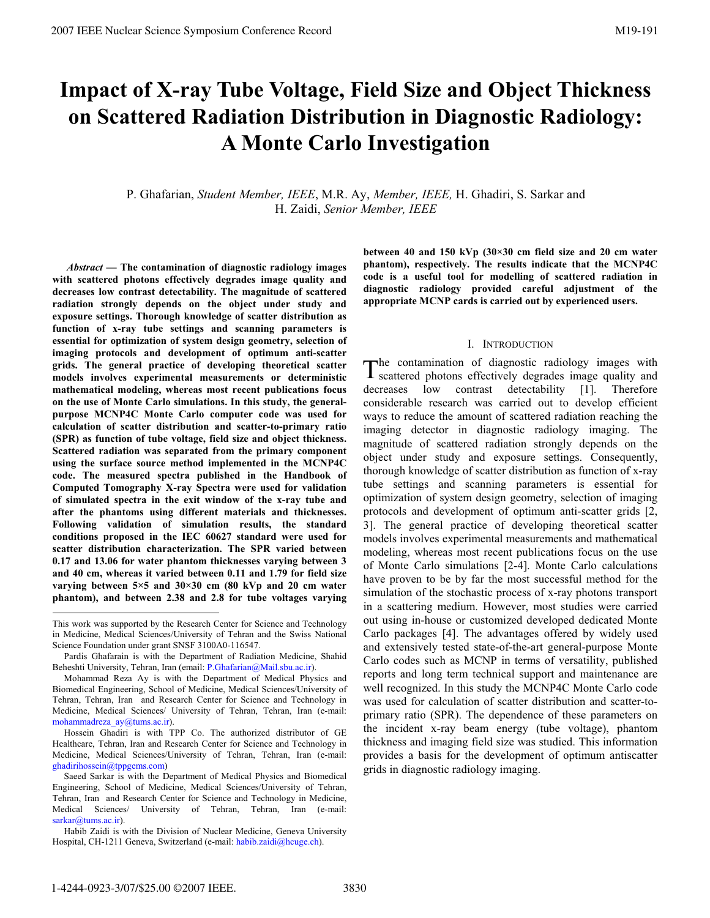# Impact of X-ray Tube Voltage, Field Size and Object Thickness on Scattered Radiation Distribution in Diagnostic Radiology: A Monte Carlo Investigation

P. Ghafarian, *Student Member, IEEE*, M.R. Ay, *Member, IEEE,* H. Ghadiri, S. Sarkar and H. Zaidi, *Senior Member, IEEE*

***Abstract* — The contamination of diagnostic radiology images with scattered photons effectively degrades image quality and decreases low contrast detectability. The magnitude of scattered radiation strongly depends on the object under study and exposure settings. Thorough knowledge of scatter distribution as function of x-ray tube settings and scanning parameters is essential for optimization of system design geometry, selection of imaging protocols and development of optimum anti-scatter grids. The general practice of developing theoretical scatter models involves experimental measurements or deterministic mathematical modeling, whereas most recent publications focus on the use of Monte Carlo simulations. In this study, the general-purpose MCNP4C Monte Carlo computer code was used for calculation of scatter distribution and scatter-to-primary ratio (SPR) as function of tube voltage, field size and object thickness. Scattered radiation was separated from the primary component using the surface source method implemented in the MCNP4C code. The measured spectra published in the Handbook of Computed Tomography X-ray Spectra were used for validation of simulated spectra in the exit window of the x-ray tube and after the phantoms using different materials and thicknesses. Following validation of simulation results, the standard conditions proposed in the IEC 60627 standard were used for scatter distribution characterization. The SPR varied between 0.17 and 13.06 for water phantom thicknesses varying between 3 and 40 cm, whereas it varied between 0.11 and 1.79 for field size varying between 5×5 and 30×30 cm (80 kVp and 20 cm water phantom), and between 2.38 and 2.8 for tube voltages varying between 40 and 150 kVp (30×30 cm field size and 20 cm water phantom), respectively. The results indicate that the MCNP4C code is a useful tool for modelling of scattered radiation in diagnostic radiology provided careful adjustment of the appropriate MCNP cards is carried out by experienced users.**

## I. Introduction

The contamination of diagnostic radiology images with scattered photons effectively degrades image quality and decreases low contrast detectability [1]. Therefore considerable research was carried out to develop efficient ways to reduce the amount of scattered radiation reaching the imaging detector in diagnostic radiology imaging. The magnitude of scattered radiation strongly depends on the object under study and exposure settings. Consequently, thorough knowledge of scatter distribution as function of x-ray tube settings and scanning parameters is essential for optimization of system design geometry, selection of imaging protocols and development of optimum anti-scatter grids [2, 3]. The general practice of developing theoretical scatter models involves experimental measurements and mathematical modeling, whereas most recent publications focus on the use of Monte Carlo simulations [2-4]. Monte Carlo calculations have proven to be by far the most successful method for the simulation of the stochastic process of x-ray photons transport in a scattering medium. However, most studies were carried out using in-house or customized developed dedicated Monte Carlo packages [4]. The advantages offered by widely used and extensively tested state-of-the-art general-purpose Monte Carlo codes such as MCNP in terms of versatility, published reports and long term technical support and maintenance are well recognized. In this study the MCNP4C Monte Carlo code was used for calculation of scatter distribution and scatter-to-primary ratio (SPR). The dependence of these parameters on the incident x-ray beam energy (tube voltage), phantom thickness and imaging field size was studied. This information provides a basis for the development of optimum antiscatter grids in diagnostic radiology imaging.

---

This work was supported by the Research Center for Science and Technology in Medicine, Medical Sciences/University of Tehran and the Swiss National Science Foundation under grant SNSF 3100A0-116547.

Pardis Ghafarain is with the Department of Radiation Medicine, Shahid Beheshti University, Tehran, Iran (email: P.Ghafarian@Mail.sbu.ac.ir).

Mohammad Reza Ay is with the Department of Medical Physics and Biomedical Engineering, School of Medicine, Medical Sciences/University of Tehran, Tehran, Iran and Research Center for Science and Technology in Medicine, Medical Sciences/ University of Tehran, Tehran, Iran (e-mail: mohammadreza_ay@tums.ac.ir).

Hossein Ghadiri is with TPP Co. The authorized distributor of GE Healthcare, Tehran, Iran and Research Center for Science and Technology in Medicine, Medical Sciences/University of Tehran, Tehran, Iran (e-mail: ghadirihossein@tppgems.com)

Saeed Sarkar is with the Department of Medical Physics and Biomedical Engineering, School of Medicine, Medical Sciences/University of Tehran, Tehran, Iran and Research Center for Science and Technology in Medicine, Medical Sciences/ University of Tehran, Tehran, Iran (e-mail: sarkar@tums.ac.ir).

Habib Zaidi is with the Division of Nuclear Medicine, Geneva University Hospital, CH-1211 Geneva, Switzerland (e-mail: habib.zaidi@hcuge.ch).

1-4244-0923-3/07/$25.00 ©2007 IEEE.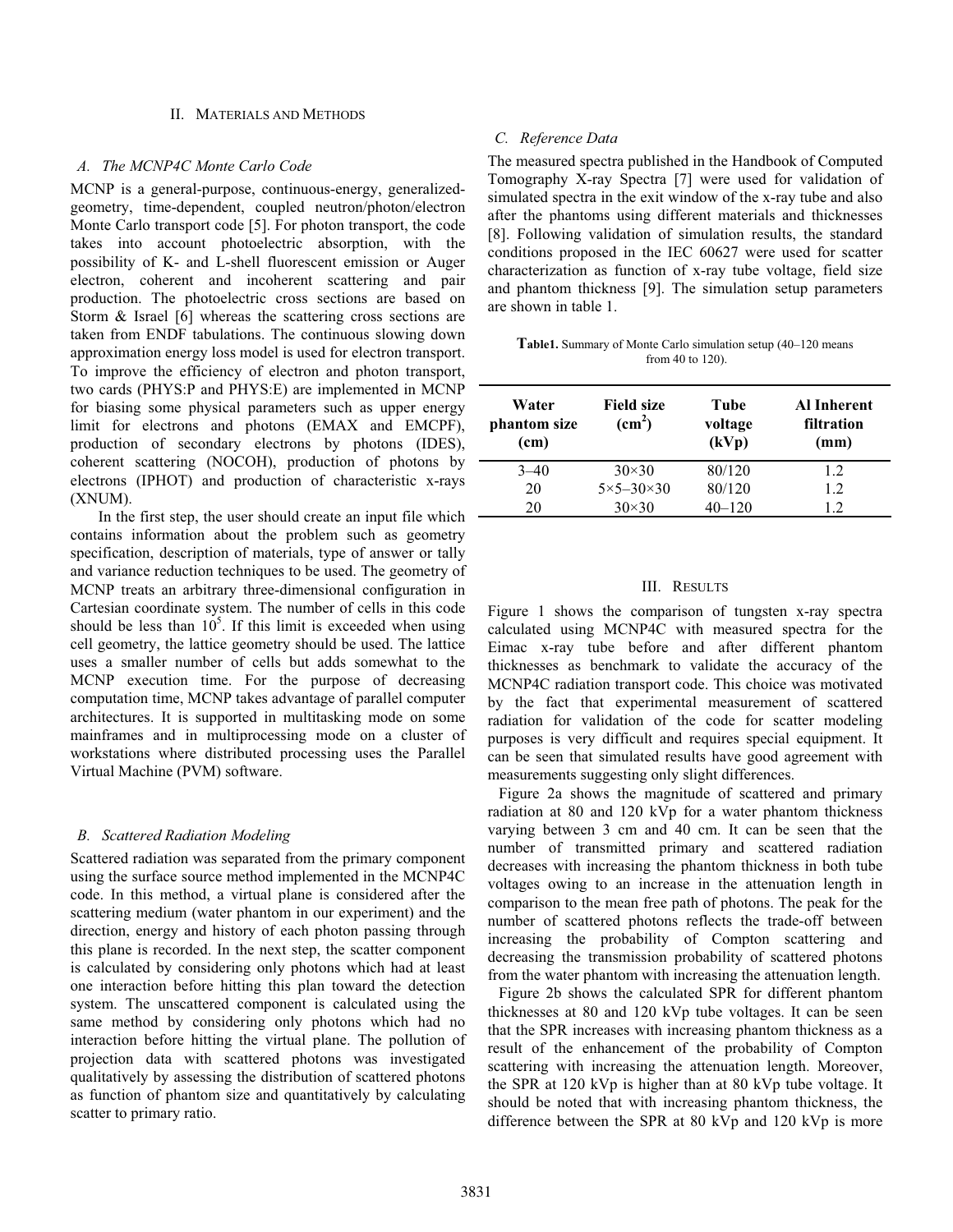## II. Materials and Methods

### *A. The MCNP4C Monte Carlo Code*

MCNP is a general-purpose, continuous-energy, generalized-geometry, time-dependent, coupled neutron/photon/electron Monte Carlo transport code [5]. For photon transport, the code takes into account photoelectric absorption, with the possibility of K- and L-shell fluorescent emission or Auger electron, coherent and incoherent scattering and pair production. The photoelectric cross sections are based on Storm & Israel [6] whereas the scattering cross sections are taken from ENDF tabulations. The continuous slowing down approximation energy loss model is used for electron transport. To improve the efficiency of electron and photon transport, two cards (PHYS:P and PHYS:E) are implemented in MCNP for biasing some physical parameters such as upper energy limit for electrons and photons (EMAX and EMCPF), production of secondary electrons by photons (IDES), coherent scattering (NOCOH), production of photons by electrons (IPHOT) and production of characteristic x-rays (XNUM).

In the first step, the user should create an input file which contains information about the problem such as geometry specification, description of materials, type of answer or tally and variance reduction techniques to be used. The geometry of MCNP treats an arbitrary three-dimensional configuration in Cartesian coordinate system. The number of cells in this code should be less than $10^5$. If this limit is exceeded when using cell geometry, the lattice geometry should be used. The lattice uses a smaller number of cells but adds somewhat to the MCNP execution time. For the purpose of decreasing computation time, MCNP takes advantage of parallel computer architectures. It is supported in multitasking mode on some mainframes and in multiprocessing mode on a cluster of workstations where distributed processing uses the Parallel Virtual Machine (PVM) software.

### *B. Scattered Radiation Modeling*

Scattered radiation was separated from the primary component using the surface source method implemented in the MCNP4C code. In this method, a virtual plane is considered after the scattering medium (water phantom in our experiment) and the direction, energy and history of each photon passing through this plane is recorded. In the next step, the scatter component is calculated by considering only photons which had at least one interaction before hitting this plan toward the detection system. The unscattered component is calculated using the same method by considering only photons which had no interaction before hitting the virtual plane. The pollution of projection data with scattered photons was investigated qualitatively by assessing the distribution of scattered photons as function of phantom size and quantitatively by calculating scatter to primary ratio.

### *C. Reference Data*

The measured spectra published in the Handbook of Computed Tomography X-ray Spectra [7] were used for validation of simulated spectra in the exit window of the x-ray tube and also after the phantoms using different materials and thicknesses [8]. Following validation of simulation results, the standard conditions proposed in the IEC 60627 were used for scatter characterization as function of x-ray tube voltage, field size and phantom thickness [9]. The simulation setup parameters are shown in table 1.

**Table1.** Summary of Monte Carlo simulation setup (40–120 means from 40 to 120).

| Water phantom size (cm) | Field size ($cm^2$) | Tube voltage (kVp) | Al Inherent filtration (mm) |
|---|---|---|---|
| 3–40 | 30×30 | 80/120 | 1.2 |
| 20 | 5×5–30×30 | 80/120 | 1.2 |
| 20 | 30×30 | 40–120 | 1.2 |

## III. Results

Figure 1 shows the comparison of tungsten x-ray spectra calculated using MCNP4C with measured spectra for the Eimac x-ray tube before and after different phantom thicknesses as benchmark to validate the accuracy of the MCNP4C radiation transport code. This choice was motivated by the fact that experimental measurement of scattered radiation for validation of the code for scatter modeling purposes is very difficult and requires special equipment. It can be seen that simulated results have good agreement with measurements suggesting only slight differences.

Figure 2a shows the magnitude of scattered and primary radiation at 80 and 120 kVp for a water phantom thickness varying between 3 cm and 40 cm. It can be seen that the number of transmitted primary and scattered radiation decreases with increasing the phantom thickness in both tube voltages owing to an increase in the attenuation length in comparison to the mean free path of photons. The peak for the number of scattered photons reflects the trade-off between increasing the probability of Compton scattering and decreasing the transmission probability of scattered photons from the water phantom with increasing the attenuation length.

Figure 2b shows the calculated SPR for different phantom thicknesses at 80 and 120 kVp tube voltages. It can be seen that the SPR increases with increasing phantom thickness as a result of the enhancement of the probability of Compton scattering with increasing the attenuation length. Moreover, the SPR at 120 kVp is higher than at 80 kVp tube voltage. It should be noted that with increasing phantom thickness, the difference between the SPR at 80 kVp and 120 kVp is more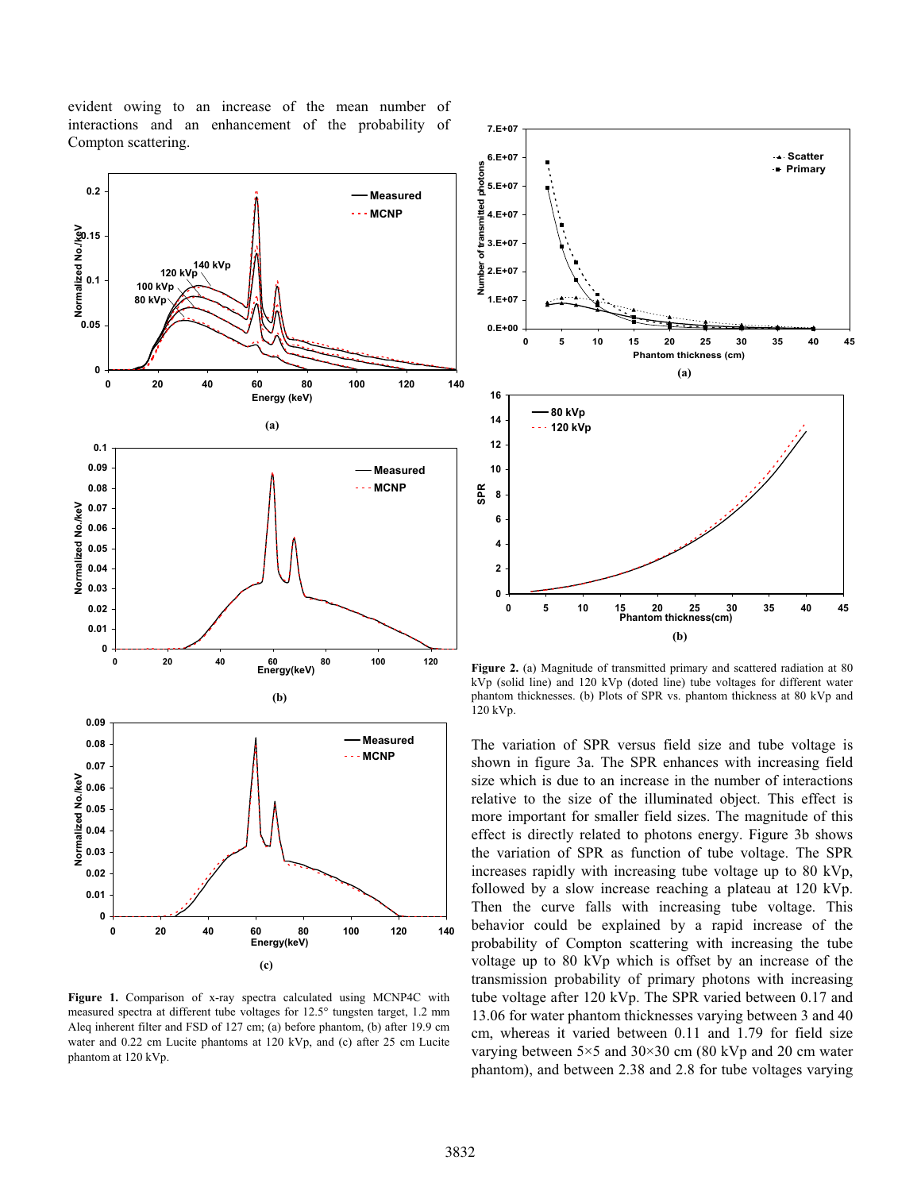evident owing to an increase of the mean number of interactions and an enhancement of the probability of Compton scattering.

**Figure 1.** Comparison of x-ray spectra calculated using MCNP4C with measured spectra at different tube voltages for 12.5° tungsten target, 1.2 mm Aleq inherent filter and FSD of 127 cm; (a) before phantom, (b) after 19.9 cm water and 0.22 cm Lucite phantoms at 120 kVp, and (c) after 25 cm Lucite phantom at 120 kVp.

**Figure 2.** (a) Magnitude of transmitted primary and scattered radiation at 80 kVp (solid line) and 120 kVp (doted line) tube voltages for different water phantom thicknesses. (b) Plots of SPR vs. phantom thickness at 80 kVp and 120 kVp.

The variation of SPR versus field size and tube voltage is shown in figure 3a. The SPR enhances with increasing field size which is due to an increase in the number of interactions relative to the size of the illuminated object. This effect is more important for smaller field sizes. The magnitude of this effect is directly related to photons energy. Figure 3b shows the variation of SPR as function of tube voltage. The SPR increases rapidly with increasing tube voltage up to 80 kVp, followed by a slow increase reaching a plateau at 120 kVp. Then the curve falls with increasing tube voltage. This behavior could be explained by a rapid increase of the probability of Compton scattering with increasing the tube voltage up to 80 kVp which is offset by an increase of the transmission probability of primary photons with increasing tube voltage after 120 kVp. The SPR varied between 0.17 and 13.06 for water phantom thicknesses varying between 3 and 40 cm, whereas it varied between 0.11 and 1.79 for field size varying between 5×5 and 30×30 cm (80 kVp and 20 cm water phantom), and between 2.38 and 2.8 for tube voltages varying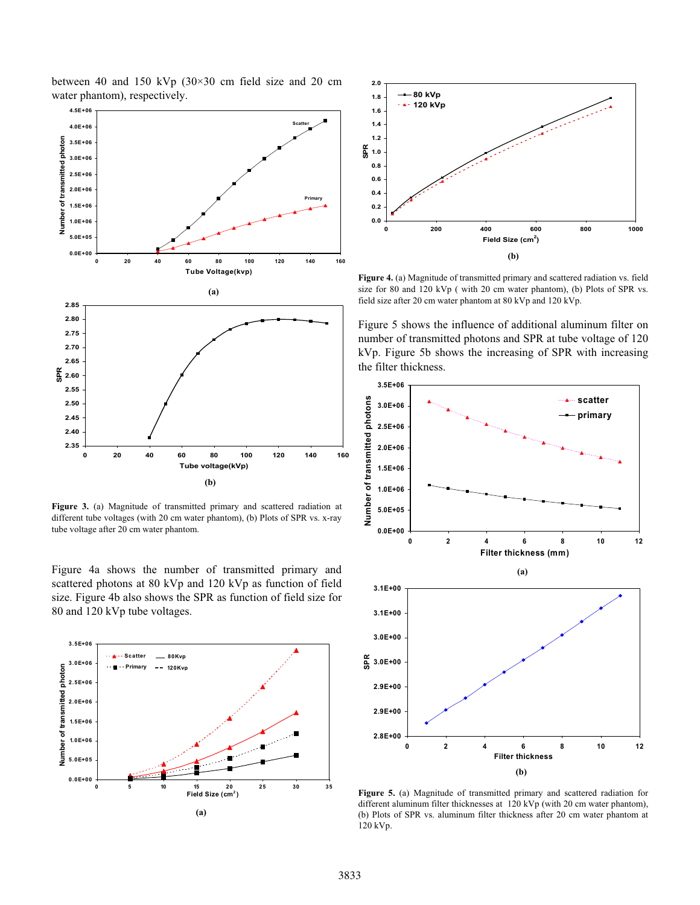between 40 and 150 kVp (30×30 cm field size and 20 cm water phantom), respectively.

**Figure 3.** (a) Magnitude of transmitted primary and scattered radiation at different tube voltages (with 20 cm water phantom), (b) Plots of SPR vs. x-ray tube voltage after 20 cm water phantom.

Figure 4a shows the number of transmitted primary and scattered photons at 80 kVp and 120 kVp as function of field size. Figure 4b also shows the SPR as function of field size for 80 and 120 kVp tube voltages.

**Figure 4.** (a) Magnitude of transmitted primary and scattered radiation vs. field size for 80 and 120 kVp ( with 20 cm water phantom), (b) Plots of SPR vs. field size after 20 cm water phantom at 80 kVp and 120 kVp.

Figure 5 shows the influence of additional aluminum filter on number of transmitted photons and SPR at tube voltage of 120 kVp. Figure 5b shows the increasing of SPR with increasing the filter thickness.

**Figure 5.** (a) Magnitude of transmitted primary and scattered radiation for different aluminum filter thicknesses at 120 kVp (with 20 cm water phantom), (b) Plots of SPR vs. aluminum filter thickness after 20 cm water phantom at 120 kVp.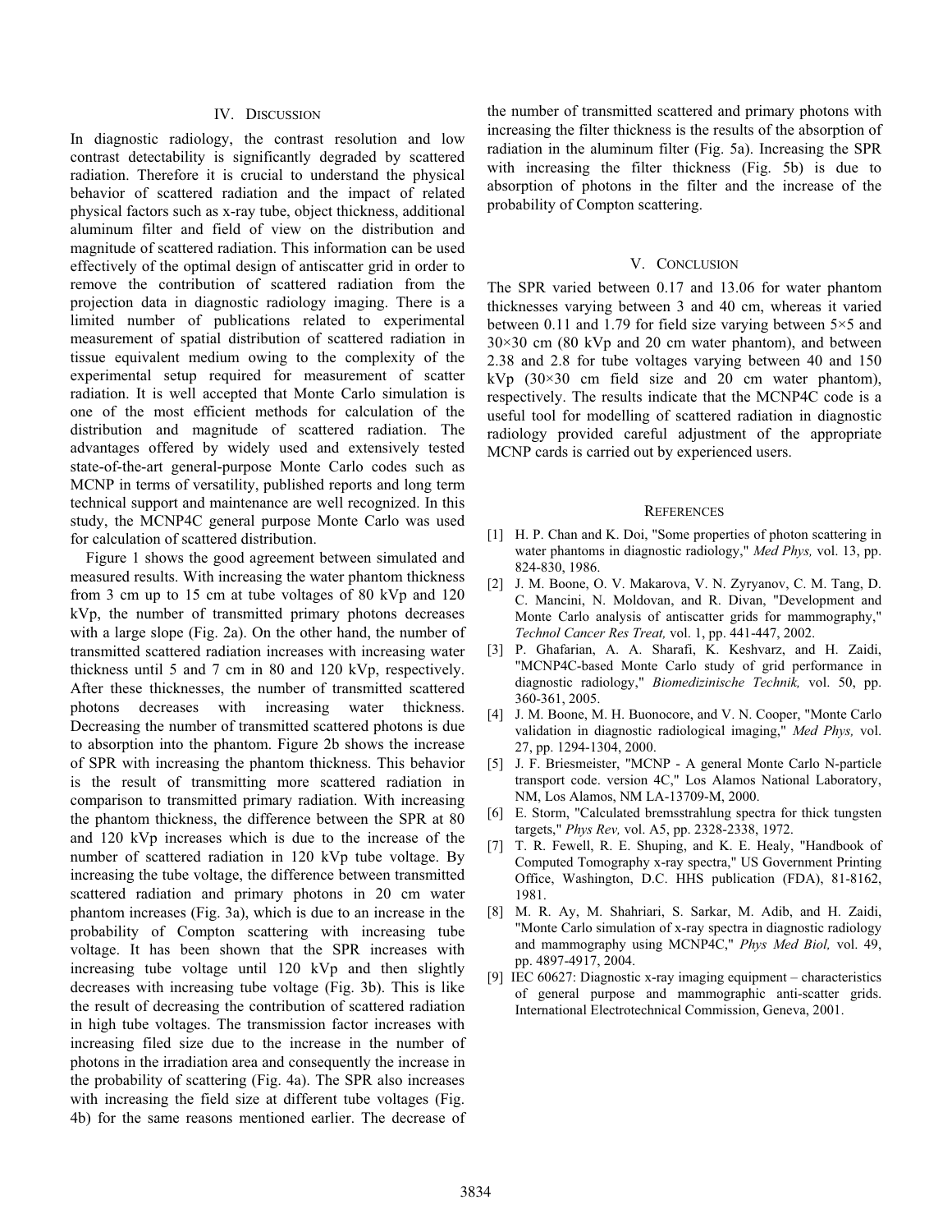## IV. Discussion

In diagnostic radiology, the contrast resolution and low contrast detectability is significantly degraded by scattered radiation. Therefore it is crucial to understand the physical behavior of scattered radiation and the impact of related physical factors such as x-ray tube, object thickness, additional aluminum filter and field of view on the distribution and magnitude of scattered radiation. This information can be used effectively of the optimal design of antiscatter grid in order to remove the contribution of scattered radiation from the projection data in diagnostic radiology imaging. There is a limited number of publications related to experimental measurement of spatial distribution of scattered radiation in tissue equivalent medium owing to the complexity of the experimental setup required for measurement of scatter radiation. It is well accepted that Monte Carlo simulation is one of the most efficient methods for calculation of the distribution and magnitude of scattered radiation. The advantages offered by widely used and extensively tested state-of-the-art general-purpose Monte Carlo codes such as MCNP in terms of versatility, published reports and long term technical support and maintenance are well recognized. In this study, the MCNP4C general purpose Monte Carlo was used for calculation of scattered distribution.

Figure 1 shows the good agreement between simulated and measured results. With increasing the water phantom thickness from 3 cm up to 15 cm at tube voltages of 80 kVp and 120 kVp, the number of transmitted primary photons decreases with a large slope (Fig. 2a). On the other hand, the number of transmitted scattered radiation increases with increasing water thickness until 5 and 7 cm in 80 and 120 kVp, respectively. After these thicknesses, the number of transmitted scattered photons decreases with increasing water thickness. Decreasing the number of transmitted scattered photons is due to absorption into the phantom. Figure 2b shows the increase of SPR with increasing the phantom thickness. This behavior is the result of transmitting more scattered radiation in comparison to transmitted primary radiation. With increasing the phantom thickness, the difference between the SPR at 80 and 120 kVp increases which is due to the increase of the number of scattered radiation in 120 kVp tube voltage. By increasing the tube voltage, the difference between transmitted scattered radiation and primary photons in 20 cm water phantom increases (Fig. 3a), which is due to an increase in the probability of Compton scattering with increasing tube voltage. It has been shown that the SPR increases with increasing tube voltage until 120 kVp and then slightly decreases with increasing tube voltage (Fig. 3b). This is like the result of decreasing the contribution of scattered radiation in high tube voltages. The transmission factor increases with increasing filed size due to the increase in the number of photons in the irradiation area and consequently the increase in the probability of scattering (Fig. 4a). The SPR also increases with increasing the field size at different tube voltages (Fig. 4b) for the same reasons mentioned earlier. The decrease of the number of transmitted scattered and primary photons with increasing the filter thickness is the results of the absorption of radiation in the aluminum filter (Fig. 5a). Increasing the SPR with increasing the filter thickness (Fig. 5b) is due to absorption of photons in the filter and the increase of the probability of Compton scattering.

## V. Conclusion

The SPR varied between 0.17 and 13.06 for water phantom thicknesses varying between 3 and 40 cm, whereas it varied between 0.11 and 1.79 for field size varying between 5×5 and 30×30 cm (80 kVp and 20 cm water phantom), and between 2.38 and 2.8 for tube voltages varying between 40 and 150 kVp (30×30 cm field size and 20 cm water phantom), respectively. The results indicate that the MCNP4C code is a useful tool for modelling of scattered radiation in diagnostic radiology provided careful adjustment of the appropriate MCNP cards is carried out by experienced users.

## References

[1] H. P. Chan and K. Doi, "Some properties of photon scattering in water phantoms in diagnostic radiology," *Med Phys,* vol. 13, pp. 824-830, 1986.

[2] J. M. Boone, O. V. Makarova, V. N. Zyryanov, C. M. Tang, D. C. Mancini, N. Moldovan, and R. Divan, "Development and Monte Carlo analysis of antiscatter grids for mammography," *Technol Cancer Res Treat,* vol. 1, pp. 441-447, 2002.

[3] P. Ghafarian, A. A. Sharafi, K. Keshvarz, and H. Zaidi, "MCNP4C-based Monte Carlo study of grid performance in diagnostic radiology," *Biomedizinische Technik,* vol. 50, pp. 360-361, 2005.

[4] J. M. Boone, M. H. Buonocore, and V. N. Cooper, "Monte Carlo validation in diagnostic radiological imaging," *Med Phys,* vol. 27, pp. 1294-1304, 2000.

[5] J. F. Briesmeister, "MCNP - A general Monte Carlo N-particle transport code. version 4C," Los Alamos National Laboratory, NM, Los Alamos, NM LA-13709-M, 2000.

[6] E. Storm, "Calculated bremsstrahlung spectra for thick tungsten targets," *Phys Rev,* vol. A5, pp. 2328-2338, 1972.

[7] T. R. Fewell, R. E. Shuping, and K. E. Healy, "Handbook of Computed Tomography x-ray spectra," US Government Printing Office, Washington, D.C. HHS publication (FDA), 81-8162, 1981.

[8] M. R. Ay, M. Shahriari, S. Sarkar, M. Adib, and H. Zaidi, "Monte Carlo simulation of x-ray spectra in diagnostic radiology and mammography using MCNP4C," *Phys Med Biol,* vol. 49, pp. 4897-4917, 2004.

[9] IEC 60627: Diagnostic x-ray imaging equipment – characteristics of general purpose and mammographic anti-scatter grids. International Electrotechnical Commission, Geneva, 2001.